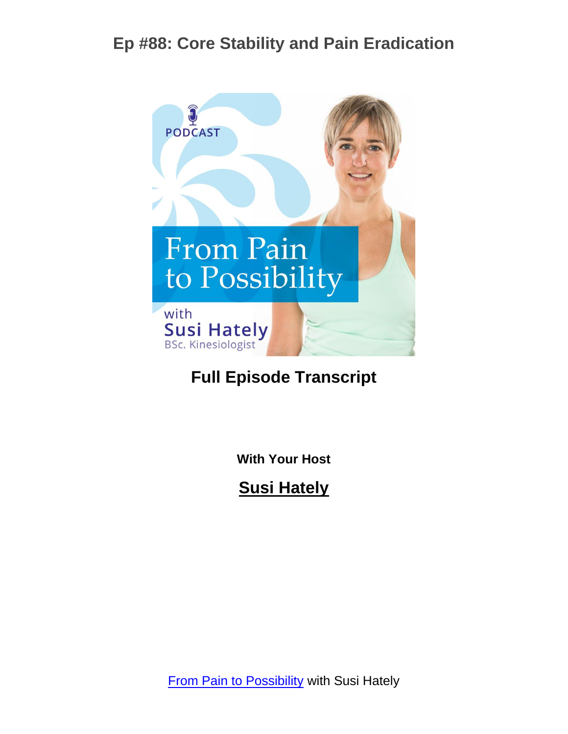# Ep #88: Core Stability and Pain Eradication

**Full Episode Transcript**

**With Your Host**

**Susi Hately**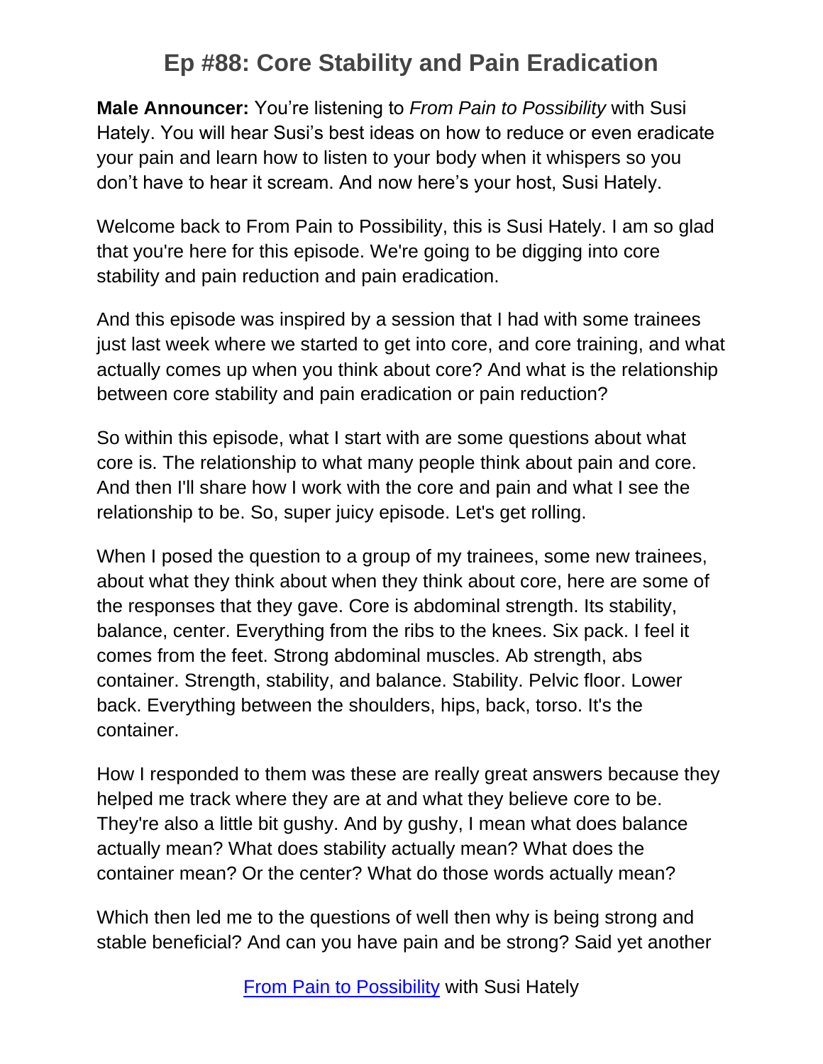# Ep #88: Core Stability and Pain Eradication

**Male Announcer:** You're listening to *From Pain to Possibility* with Susi Hately. You will hear Susi's best ideas on how to reduce or even eradicate your pain and learn how to listen to your body when it whispers so you don't have to hear it scream. And now here's your host, Susi Hately.

Welcome back to From Pain to Possibility, this is Susi Hately. I am so glad that you're here for this episode. We're going to be digging into core stability and pain reduction and pain eradication.

And this episode was inspired by a session that I had with some trainees just last week where we started to get into core, and core training, and what actually comes up when you think about core? And what is the relationship between core stability and pain eradication or pain reduction?

So within this episode, what I start with are some questions about what core is. The relationship to what many people think about pain and core. And then I'll share how I work with the core and pain and what I see the relationship to be. So, super juicy episode. Let's get rolling.

When I posed the question to a group of my trainees, some new trainees, about what they think about when they think about core, here are some of the responses that they gave. Core is abdominal strength. Its stability, balance, center. Everything from the ribs to the knees. Six pack. I feel it comes from the feet. Strong abdominal muscles. Ab strength, abs container. Strength, stability, and balance. Stability. Pelvic floor. Lower back. Everything between the shoulders, hips, back, torso. It's the container.

How I responded to them was these are really great answers because they helped me track where they are at and what they believe core to be. They're also a little bit gushy. And by gushy, I mean what does balance actually mean? What does stability actually mean? What does the container mean? Or the center? What do those words actually mean?

Which then led me to the questions of well then why is being strong and stable beneficial? And can you have pain and be strong? Said yet another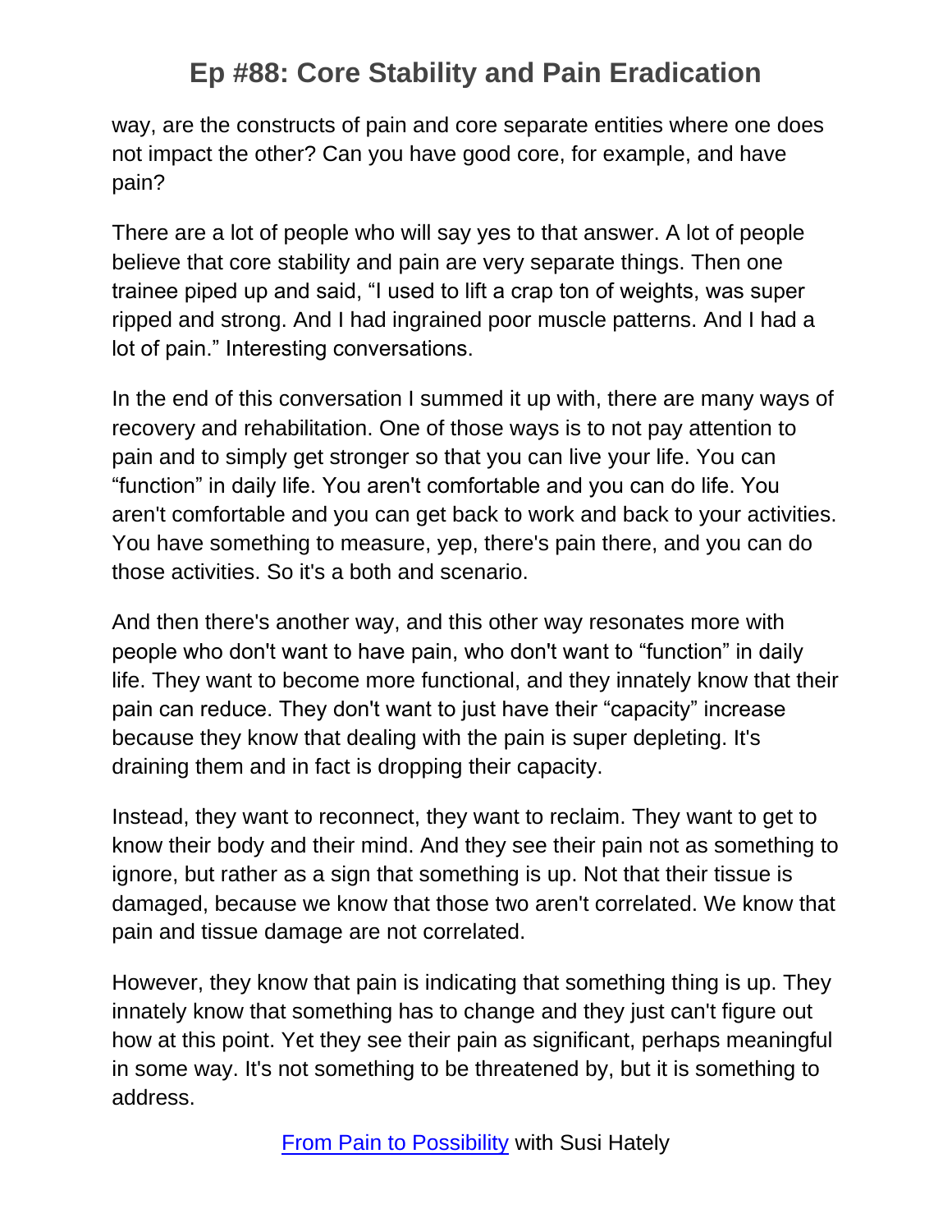way, are the constructs of pain and core separate entities where one does not impact the other? Can you have good core, for example, and have pain?

There are a lot of people who will say yes to that answer. A lot of people believe that core stability and pain are very separate things. Then one trainee piped up and said, "I used to lift a crap ton of weights, was super ripped and strong. And I had ingrained poor muscle patterns. And I had a lot of pain." Interesting conversations.

In the end of this conversation I summed it up with, there are many ways of recovery and rehabilitation. One of those ways is to not pay attention to pain and to simply get stronger so that you can live your life. You can "function" in daily life. You aren't comfortable and you can do life. You aren't comfortable and you can get back to work and back to your activities. You have something to measure, yep, there's pain there, and you can do those activities. So it's a both and scenario.

And then there's another way, and this other way resonates more with people who don't want to have pain, who don't want to "function" in daily life. They want to become more functional, and they innately know that their pain can reduce. They don't want to just have their "capacity" increase because they know that dealing with the pain is super depleting. It's draining them and in fact is dropping their capacity.

Instead, they want to reconnect, they want to reclaim. They want to get to know their body and their mind. And they see their pain not as something to ignore, but rather as a sign that something is up. Not that their tissue is damaged, because we know that those two aren't correlated. We know that pain and tissue damage are not correlated.

However, they know that pain is indicating that something thing is up. They innately know that something has to change and they just can't figure out how at this point. Yet they see their pain as significant, perhaps meaningful in some way. It's not something to be threatened by, but it is something to address.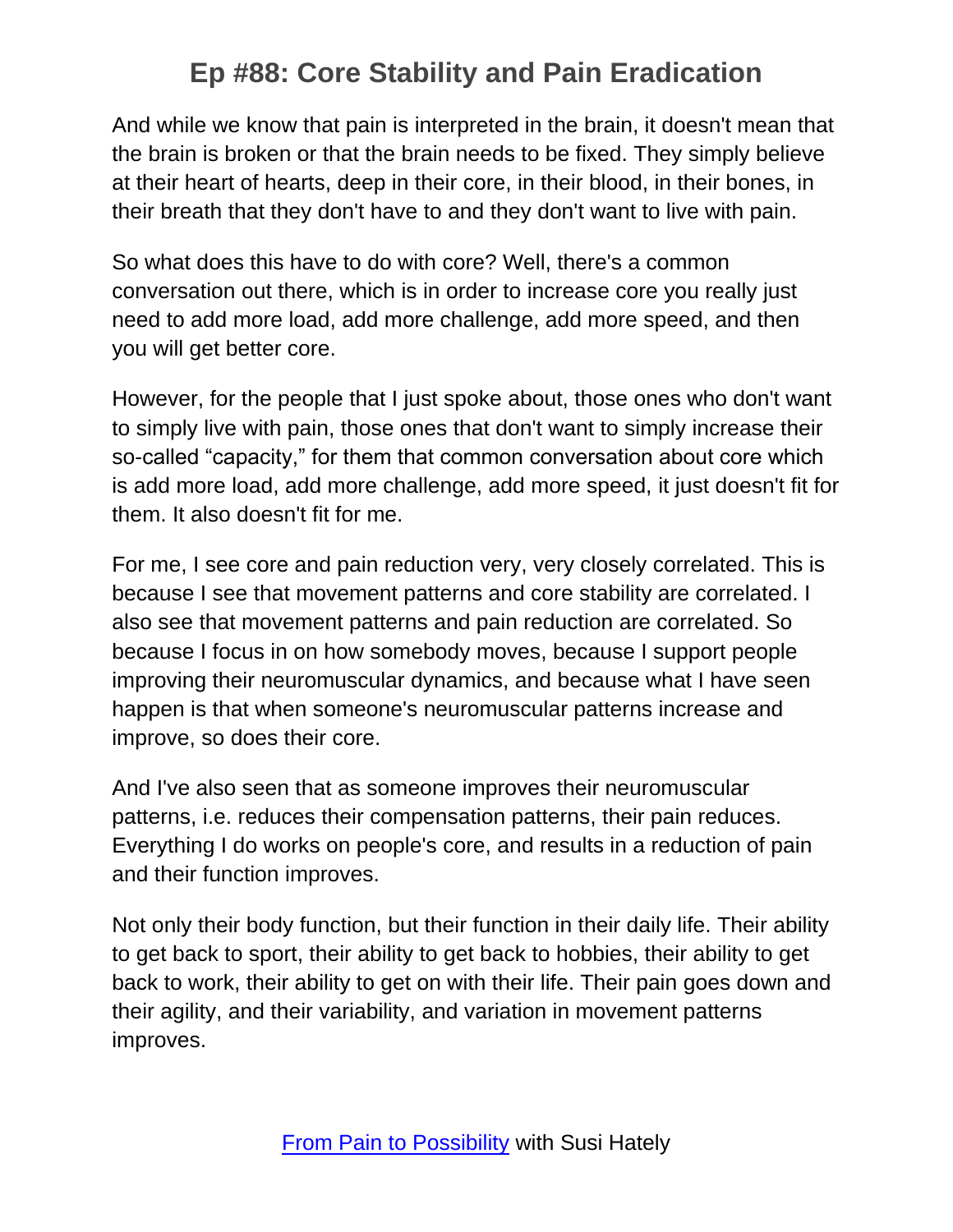And while we know that pain is interpreted in the brain, it doesn't mean that the brain is broken or that the brain needs to be fixed. They simply believe at their heart of hearts, deep in their core, in their blood, in their bones, in their breath that they don't have to and they don't want to live with pain.

So what does this have to do with core? Well, there's a common conversation out there, which is in order to increase core you really just need to add more load, add more challenge, add more speed, and then you will get better core.

However, for the people that I just spoke about, those ones who don't want to simply live with pain, those ones that don't want to simply increase their so-called "capacity," for them that common conversation about core which is add more load, add more challenge, add more speed, it just doesn't fit for them. It also doesn't fit for me.

For me, I see core and pain reduction very, very closely correlated. This is because I see that movement patterns and core stability are correlated. I also see that movement patterns and pain reduction are correlated. So because I focus in on how somebody moves, because I support people improving their neuromuscular dynamics, and because what I have seen happen is that when someone's neuromuscular patterns increase and improve, so does their core.

And I've also seen that as someone improves their neuromuscular patterns, i.e. reduces their compensation patterns, their pain reduces. Everything I do works on people's core, and results in a reduction of pain and their function improves.

Not only their body function, but their function in their daily life. Their ability to get back to sport, their ability to get back to hobbies, their ability to get back to work, their ability to get on with their life. Their pain goes down and their agility, and their variability, and variation in movement patterns improves.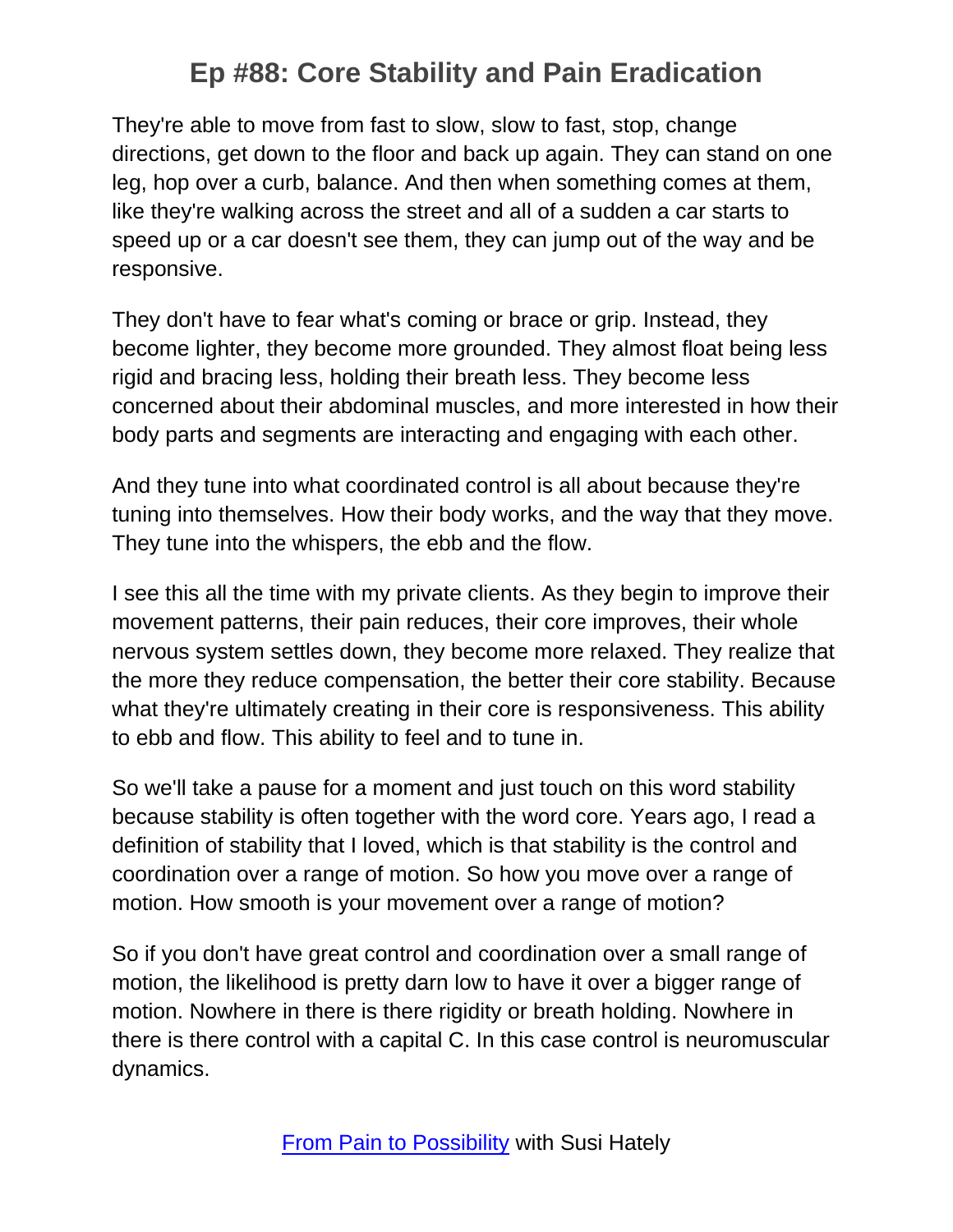They're able to move from fast to slow, slow to fast, stop, change directions, get down to the floor and back up again. They can stand on one leg, hop over a curb, balance. And then when something comes at them, like they're walking across the street and all of a sudden a car starts to speed up or a car doesn't see them, they can jump out of the way and be responsive.

They don't have to fear what's coming or brace or grip. Instead, they become lighter, they become more grounded. They almost float being less rigid and bracing less, holding their breath less. They become less concerned about their abdominal muscles, and more interested in how their body parts and segments are interacting and engaging with each other.

And they tune into what coordinated control is all about because they're tuning into themselves. How their body works, and the way that they move. They tune into the whispers, the ebb and the flow.

I see this all the time with my private clients. As they begin to improve their movement patterns, their pain reduces, their core improves, their whole nervous system settles down, they become more relaxed. They realize that the more they reduce compensation, the better their core stability. Because what they're ultimately creating in their core is responsiveness. This ability to ebb and flow. This ability to feel and to tune in.

So we'll take a pause for a moment and just touch on this word stability because stability is often together with the word core. Years ago, I read a definition of stability that I loved, which is that stability is the control and coordination over a range of motion. So how you move over a range of motion. How smooth is your movement over a range of motion?

So if you don't have great control and coordination over a small range of motion, the likelihood is pretty darn low to have it over a bigger range of motion. Nowhere in there is there rigidity or breath holding. Nowhere in there is there control with a capital C. In this case control is neuromuscular dynamics.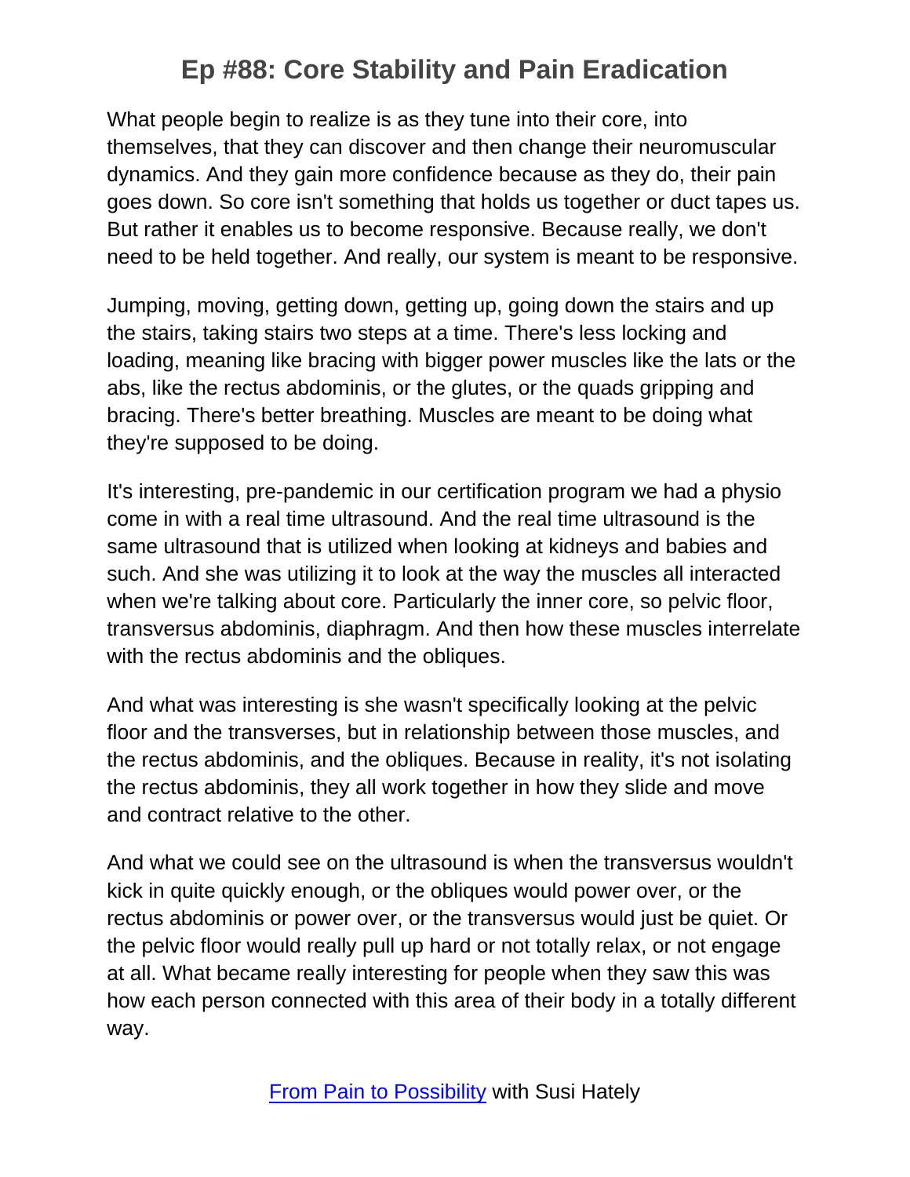What people begin to realize is as they tune into their core, into themselves, that they can discover and then change their neuromuscular dynamics. And they gain more confidence because as they do, their pain goes down. So core isn't something that holds us together or duct tapes us. But rather it enables us to become responsive. Because really, we don't need to be held together. And really, our system is meant to be responsive.

Jumping, moving, getting down, getting up, going down the stairs and up the stairs, taking stairs two steps at a time. There's less locking and loading, meaning like bracing with bigger power muscles like the lats or the abs, like the rectus abdominis, or the glutes, or the quads gripping and bracing. There's better breathing. Muscles are meant to be doing what they're supposed to be doing.

It's interesting, pre-pandemic in our certification program we had a physio come in with a real time ultrasound. And the real time ultrasound is the same ultrasound that is utilized when looking at kidneys and babies and such. And she was utilizing it to look at the way the muscles all interacted when we're talking about core. Particularly the inner core, so pelvic floor, transversus abdominis, diaphragm. And then how these muscles interrelate with the rectus abdominis and the obliques.

And what was interesting is she wasn't specifically looking at the pelvic floor and the transverses, but in relationship between those muscles, and the rectus abdominis, and the obliques. Because in reality, it's not isolating the rectus abdominis, they all work together in how they slide and move and contract relative to the other.

And what we could see on the ultrasound is when the transversus wouldn't kick in quite quickly enough, or the obliques would power over, or the rectus abdominis or power over, or the transversus would just be quiet. Or the pelvic floor would really pull up hard or not totally relax, or not engage at all. What became really interesting for people when they saw this was how each person connected with this area of their body in a totally different way.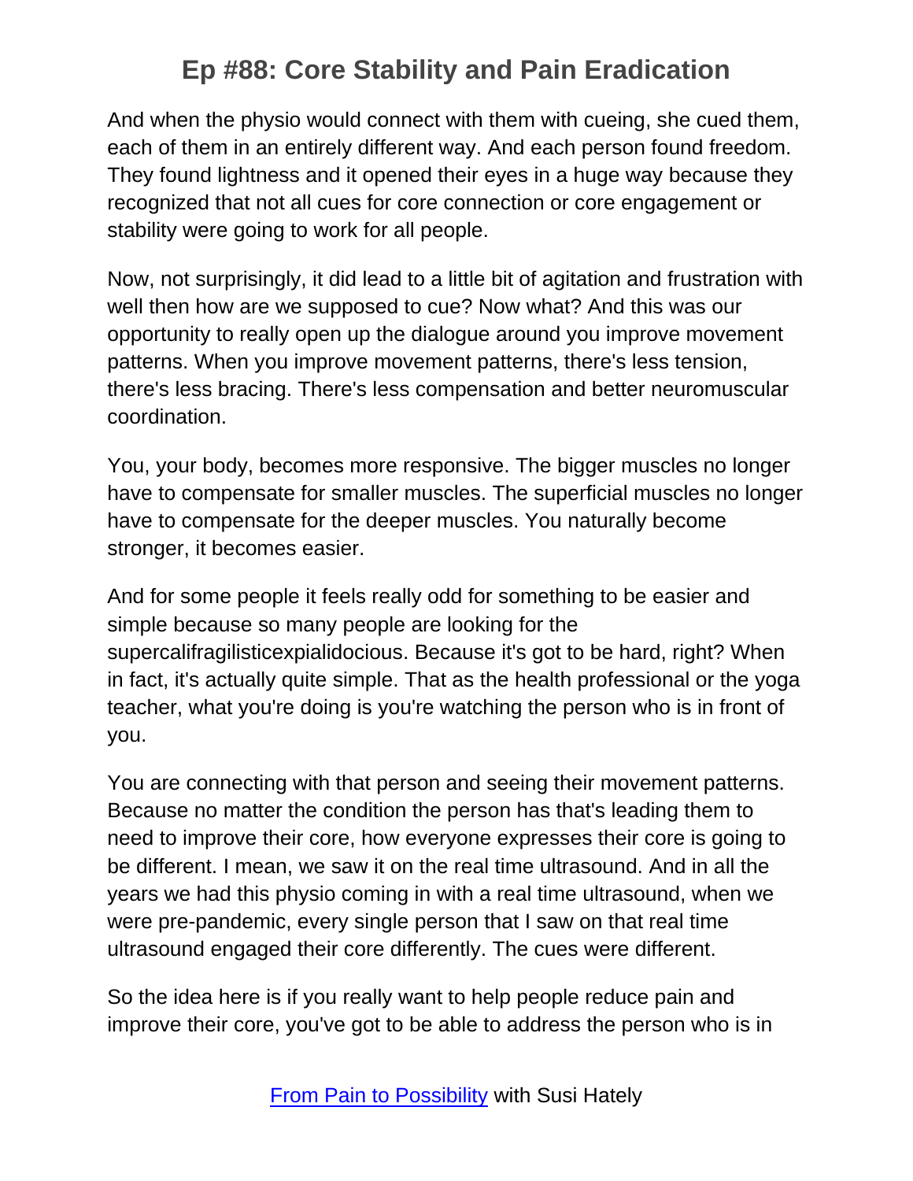And when the physio would connect with them with cueing, she cued them, each of them in an entirely different way. And each person found freedom. They found lightness and it opened their eyes in a huge way because they recognized that not all cues for core connection or core engagement or stability were going to work for all people.

Now, not surprisingly, it did lead to a little bit of agitation and frustration with well then how are we supposed to cue? Now what? And this was our opportunity to really open up the dialogue around you improve movement patterns. When you improve movement patterns, there's less tension, there's less bracing. There's less compensation and better neuromuscular coordination.

You, your body, becomes more responsive. The bigger muscles no longer have to compensate for smaller muscles. The superficial muscles no longer have to compensate for the deeper muscles. You naturally become stronger, it becomes easier.

And for some people it feels really odd for something to be easier and simple because so many people are looking for the supercalifragilisticexpialidocious. Because it's got to be hard, right? When in fact, it's actually quite simple. That as the health professional or the yoga teacher, what you're doing is you're watching the person who is in front of you.

You are connecting with that person and seeing their movement patterns. Because no matter the condition the person has that's leading them to need to improve their core, how everyone expresses their core is going to be different. I mean, we saw it on the real time ultrasound. And in all the years we had this physio coming in with a real time ultrasound, when we were pre-pandemic, every single person that I saw on that real time ultrasound engaged their core differently. The cues were different.

So the idea here is if you really want to help people reduce pain and improve their core, you've got to be able to address the person who is in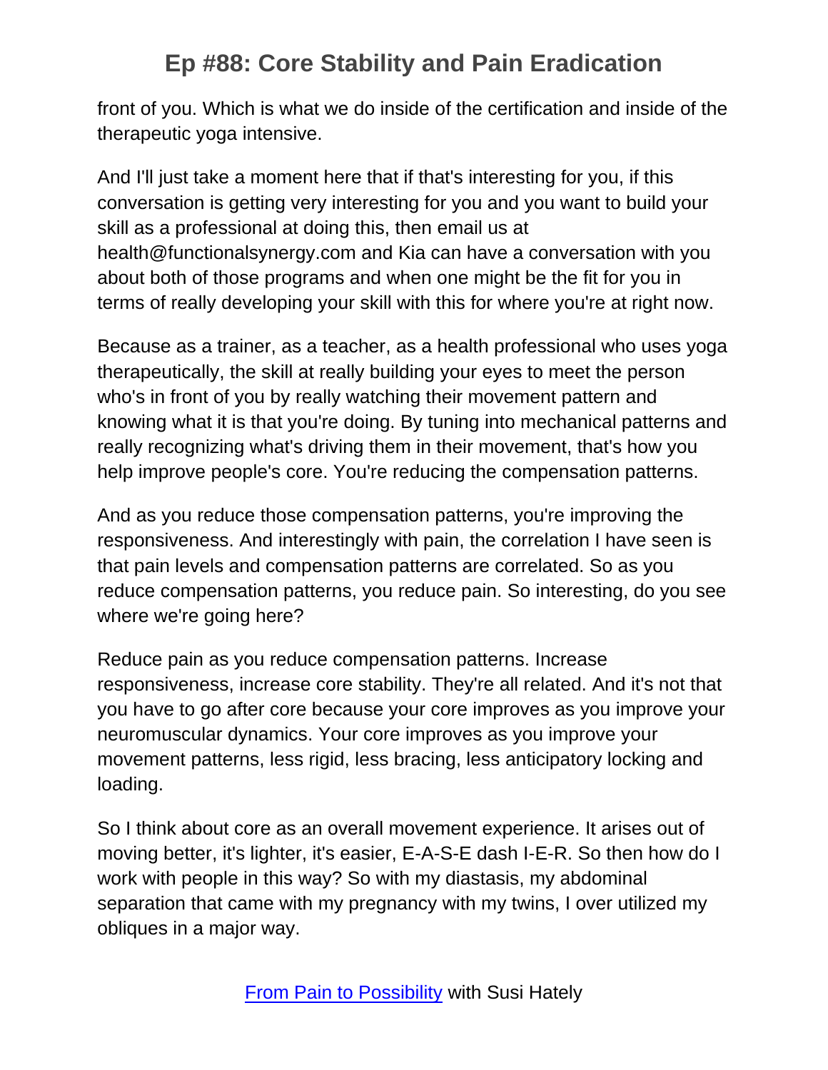front of you. Which is what we do inside of the certification and inside of the therapeutic yoga intensive.

And I'll just take a moment here that if that's interesting for you, if this conversation is getting very interesting for you and you want to build your skill as a professional at doing this, then email us at health@functionalsynergy.com and Kia can have a conversation with you about both of those programs and when one might be the fit for you in terms of really developing your skill with this for where you're at right now.

Because as a trainer, as a teacher, as a health professional who uses yoga therapeutically, the skill at really building your eyes to meet the person who's in front of you by really watching their movement pattern and knowing what it is that you're doing. By tuning into mechanical patterns and really recognizing what's driving them in their movement, that's how you help improve people's core. You're reducing the compensation patterns.

And as you reduce those compensation patterns, you're improving the responsiveness. And interestingly with pain, the correlation I have seen is that pain levels and compensation patterns are correlated. So as you reduce compensation patterns, you reduce pain. So interesting, do you see where we're going here?

Reduce pain as you reduce compensation patterns. Increase responsiveness, increase core stability. They're all related. And it's not that you have to go after core because your core improves as you improve your neuromuscular dynamics. Your core improves as you improve your movement patterns, less rigid, less bracing, less anticipatory locking and loading.

So I think about core as an overall movement experience. It arises out of moving better, it's lighter, it's easier, E-A-S-E dash I-E-R. So then how do I work with people in this way? So with my diastasis, my abdominal separation that came with my pregnancy with my twins, I over utilized my obliques in a major way.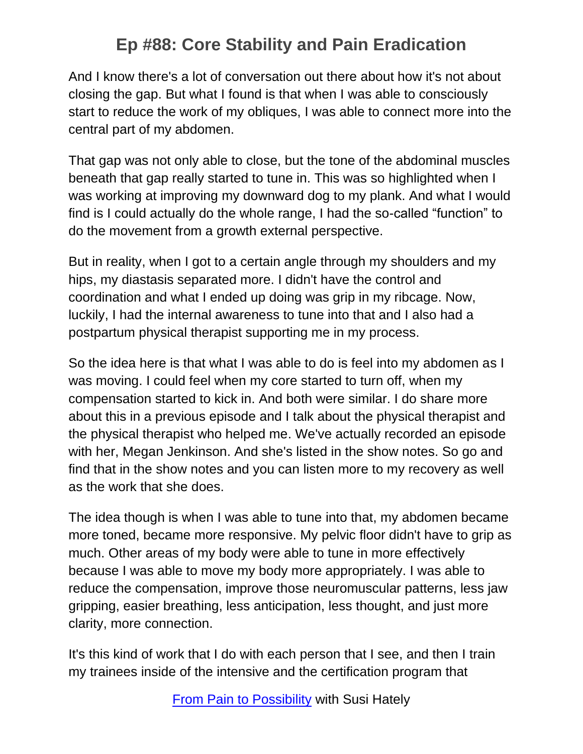And I know there's a lot of conversation out there about how it's not about closing the gap. But what I found is that when I was able to consciously start to reduce the work of my obliques, I was able to connect more into the central part of my abdomen.

That gap was not only able to close, but the tone of the abdominal muscles beneath that gap really started to tune in. This was so highlighted when I was working at improving my downward dog to my plank. And what I would find is I could actually do the whole range, I had the so-called "function" to do the movement from a growth external perspective.

But in reality, when I got to a certain angle through my shoulders and my hips, my diastasis separated more. I didn't have the control and coordination and what I ended up doing was grip in my ribcage. Now, luckily, I had the internal awareness to tune into that and I also had a postpartum physical therapist supporting me in my process.

So the idea here is that what I was able to do is feel into my abdomen as I was moving. I could feel when my core started to turn off, when my compensation started to kick in. And both were similar. I do share more about this in a previous episode and I talk about the physical therapist and the physical therapist who helped me. We've actually recorded an episode with her, Megan Jenkinson. And she's listed in the show notes. So go and find that in the show notes and you can listen more to my recovery as well as the work that she does.

The idea though is when I was able to tune into that, my abdomen became more toned, became more responsive. My pelvic floor didn't have to grip as much. Other areas of my body were able to tune in more effectively because I was able to move my body more appropriately. I was able to reduce the compensation, improve those neuromuscular patterns, less jaw gripping, easier breathing, less anticipation, less thought, and just more clarity, more connection.

It's this kind of work that I do with each person that I see, and then I train my trainees inside of the intensive and the certification program that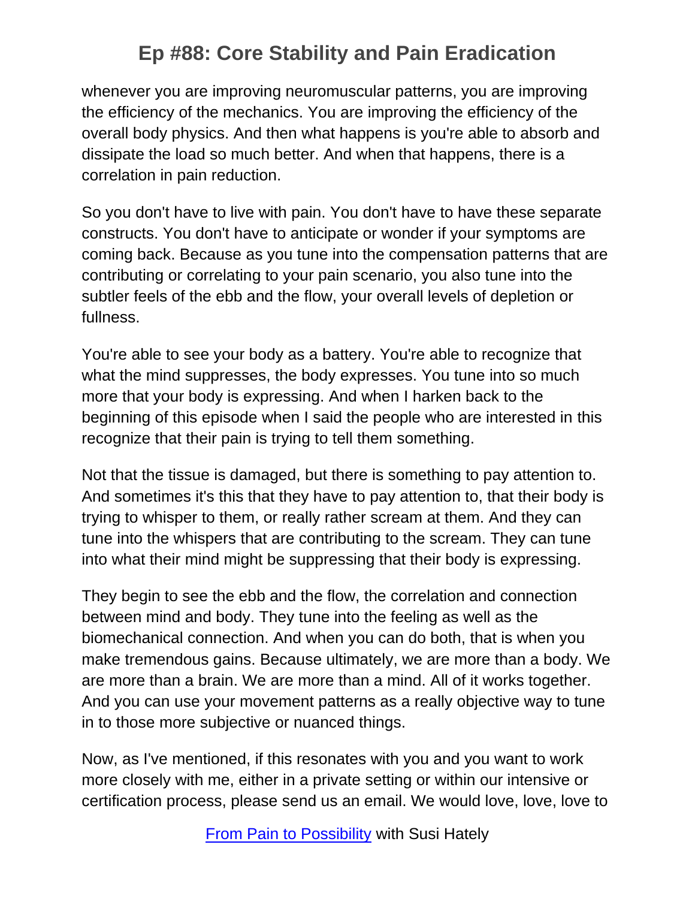whenever you are improving neuromuscular patterns, you are improving the efficiency of the mechanics. You are improving the efficiency of the overall body physics. And then what happens is you're able to absorb and dissipate the load so much better. And when that happens, there is a correlation in pain reduction.

So you don't have to live with pain. You don't have to have these separate constructs. You don't have to anticipate or wonder if your symptoms are coming back. Because as you tune into the compensation patterns that are contributing or correlating to your pain scenario, you also tune into the subtler feels of the ebb and the flow, your overall levels of depletion or fullness.

You're able to see your body as a battery. You're able to recognize that what the mind suppresses, the body expresses. You tune into so much more that your body is expressing. And when I harken back to the beginning of this episode when I said the people who are interested in this recognize that their pain is trying to tell them something.

Not that the tissue is damaged, but there is something to pay attention to. And sometimes it's this that they have to pay attention to, that their body is trying to whisper to them, or really rather scream at them. And they can tune into the whispers that are contributing to the scream. They can tune into what their mind might be suppressing that their body is expressing.

They begin to see the ebb and the flow, the correlation and connection between mind and body. They tune into the feeling as well as the biomechanical connection. And when you can do both, that is when you make tremendous gains. Because ultimately, we are more than a body. We are more than a brain. We are more than a mind. All of it works together. And you can use your movement patterns as a really objective way to tune in to those more subjective or nuanced things.

Now, as I've mentioned, if this resonates with you and you want to work more closely with me, either in a private setting or within our intensive or certification process, please send us an email. We would love, love, love to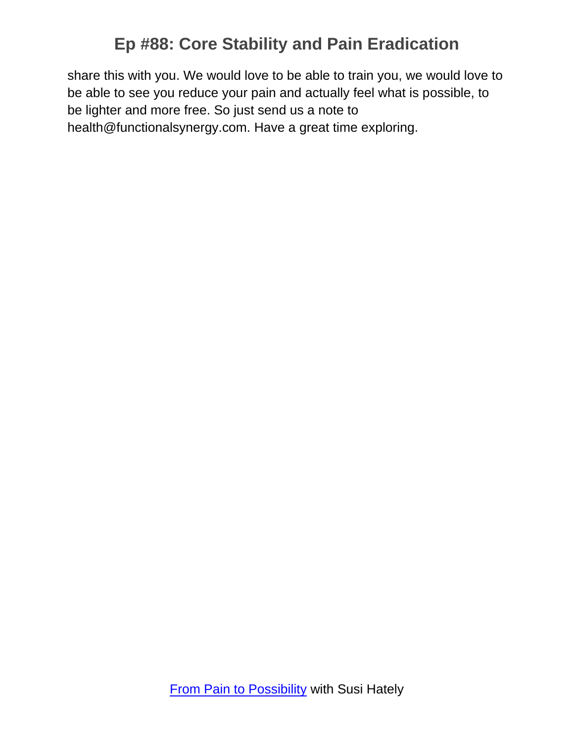share this with you. We would love to be able to train you, we would love to be able to see you reduce your pain and actually feel what is possible, to be lighter and more free. So just send us a note to health@functionalsynergy.com. Have a great time exploring.